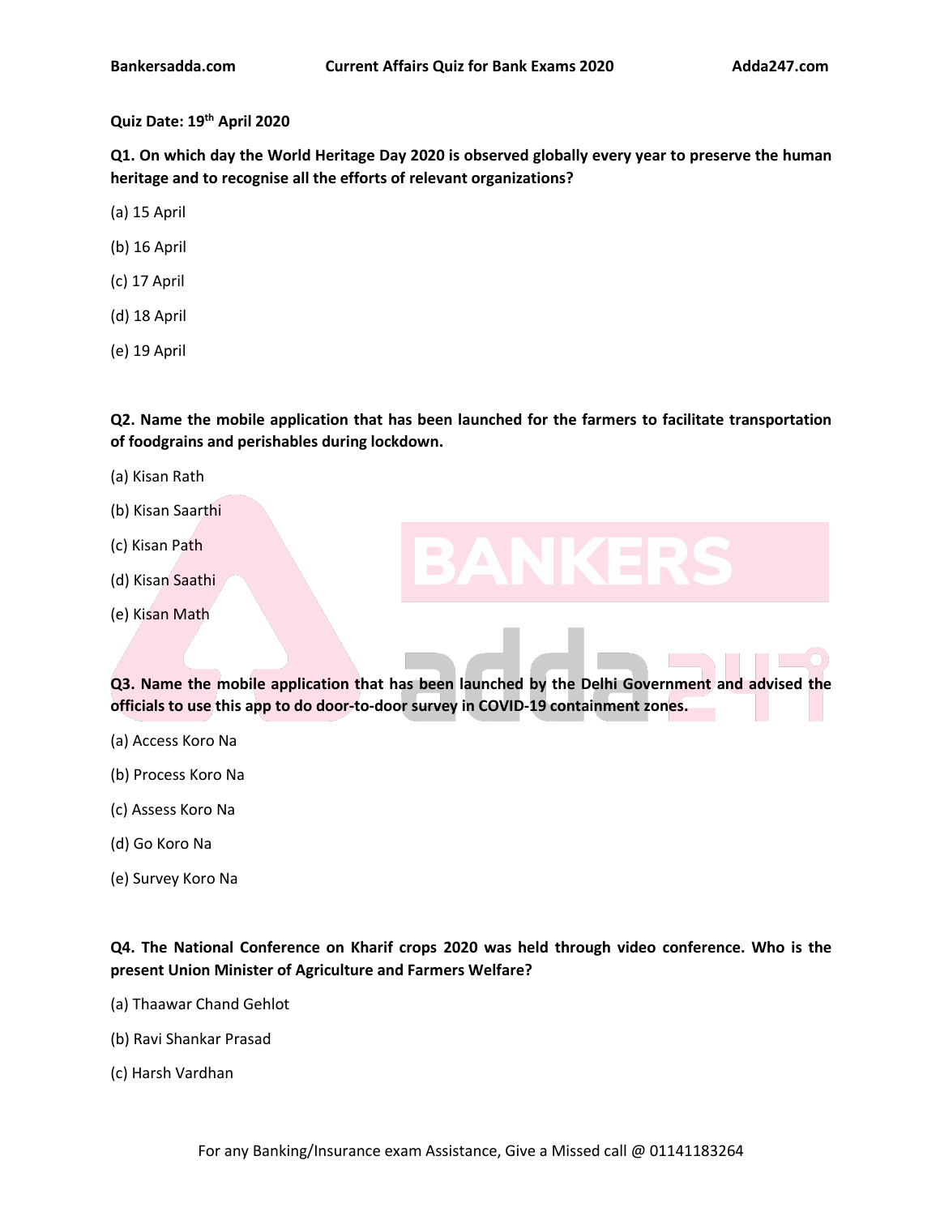**Quiz Date: 19th April 2020**

**Q1. On which day the World Heritage Day 2020 is observed globally every year to preserve the human heritage and to recognise all the efforts of relevant organizations?**

(a) 15 April

(b) 16 April

(c) 17 April

(d) 18 April

(e) 19 April

**Q2. Name the mobile application that has been launched for the farmers to facilitate transportation of foodgrains and perishables during lockdown.**

(a) Kisan Rath

(b) Kisan Saarthi

(c) Kisan Path

(d) Kisan Saathi

(e) Kisan Math

**Q3. Name the mobile application that has been launched by the Delhi Government and advised the officials to use this app to do door-to-door survey in COVID-19 containment zones.**

(a) Access Koro Na

(b) Process Koro Na

(c) Assess Koro Na

(d) Go Koro Na

(e) Survey Koro Na

**Q4. The National Conference on Kharif crops 2020 was held through video conference. Who is the present Union Minister of Agriculture and Farmers Welfare?**

(a) Thaawar Chand Gehlot

(b) Ravi Shankar Prasad

(c) Harsh Vardhan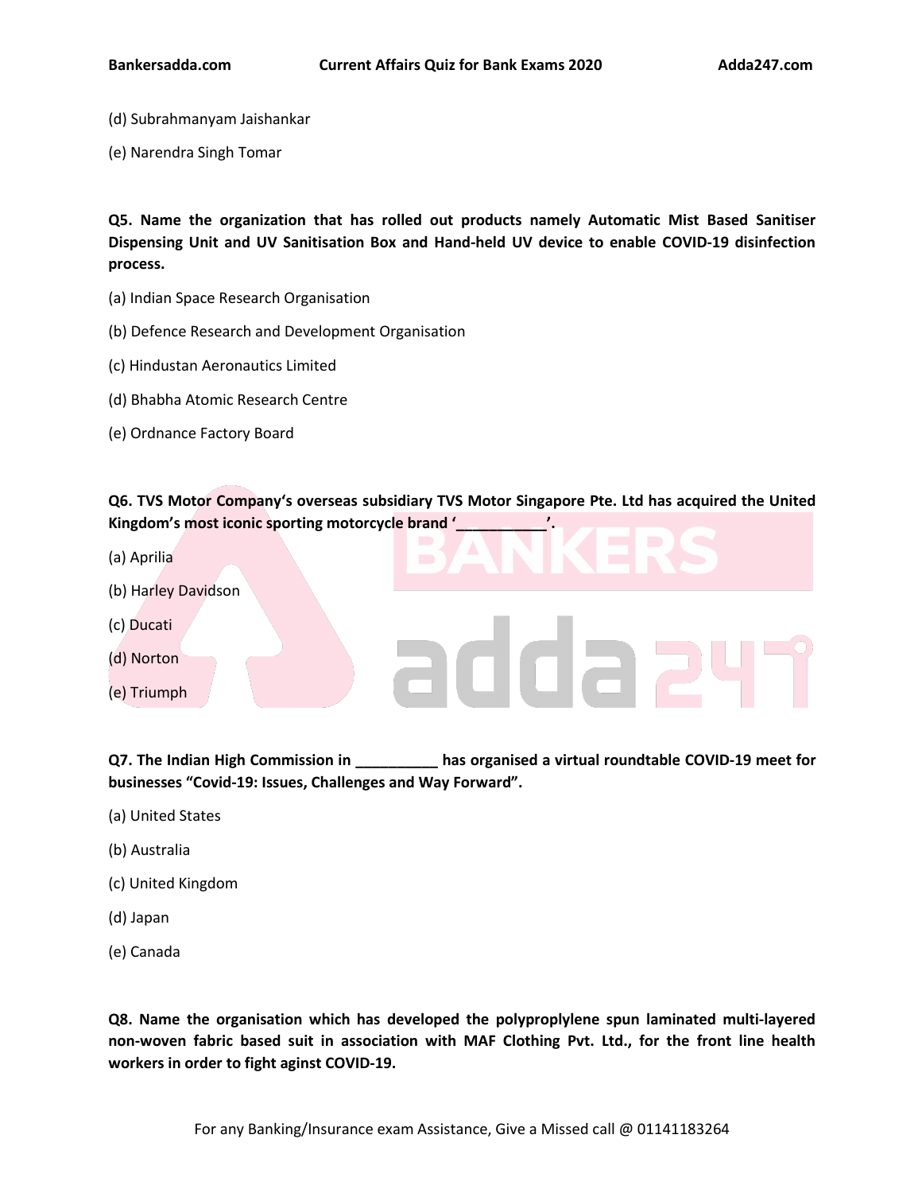(d) Subrahmanyam Jaishankar

(e) Narendra Singh Tomar

**Q5. Name the organization that has rolled out products namely Automatic Mist Based Sanitiser Dispensing Unit and UV Sanitisation Box and Hand-held UV device to enable COVID-19 disinfection process.**

(a) Indian Space Research Organisation

(b) Defence Research and Development Organisation

(c) Hindustan Aeronautics Limited

(d) Bhabha Atomic Research Centre

(e) Ordnance Factory Board

**Q6. TVS Motor Company's overseas subsidiary TVS Motor Singapore Pte. Ltd has acquired the United Kingdom's most iconic sporting motorcycle brand '__________'.**

(a) Aprilia

(b) Harley Davidson

(c) Ducati

(d) Norton

(e) Triumph

**Q7. The Indian High Commission in __________ has organised a virtual roundtable COVID-19 meet for businesses "Covid-19: Issues, Challenges and Way Forward".**

(a) United States

(b) Australia

(c) United Kingdom

(d) Japan

(e) Canada

**Q8. Name the organisation which has developed the polyproplylene spun laminated multi-layered non-woven fabric based suit in association with MAF Clothing Pvt. Ltd., for the front line health workers in order to fight aginst COVID-19.**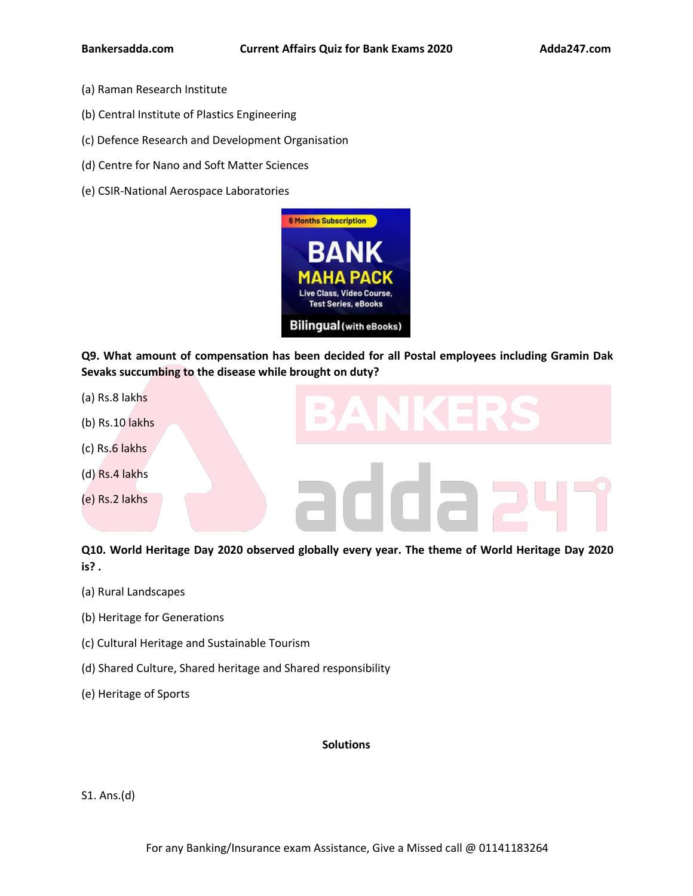(a) Raman Research Institute

(b) Central Institute of Plastics Engineering

(c) Defence Research and Development Organisation

(d) Centre for Nano and Soft Matter Sciences

(e) CSIR-National Aerospace Laboratories

**Q9. What amount of compensation has been decided for all Postal employees including Gramin Dak Sevaks succumbing to the disease while brought on duty?**

(a) Rs.8 lakhs

(b) Rs.10 lakhs

(c) Rs.6 lakhs

(d) Rs.4 lakhs

(e) Rs.2 lakhs

**Q10. World Heritage Day 2020 observed globally every year. The theme of World Heritage Day 2020 is? .**

(a) Rural Landscapes

(b) Heritage for Generations

(c) Cultural Heritage and Sustainable Tourism

(d) Shared Culture, Shared heritage and Shared responsibility

(e) Heritage of Sports

**Solutions**

S1. Ans.(d)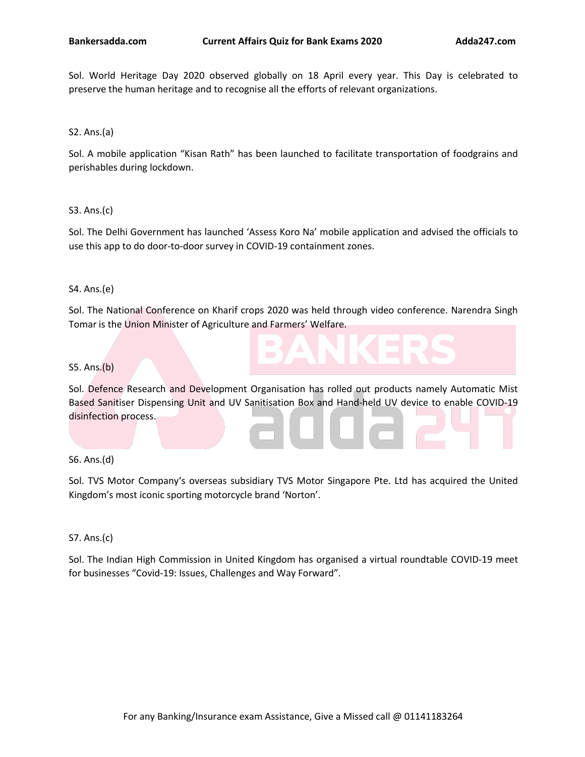Sol. World Heritage Day 2020 observed globally on 18 April every year. This Day is celebrated to preserve the human heritage and to recognise all the efforts of relevant organizations.

S2. Ans.(a)

Sol. A mobile application “Kisan Rath” has been launched to facilitate transportation of foodgrains and perishables during lockdown.

S3. Ans.(c)

Sol. The Delhi Government has launched ‘Assess Koro Na’ mobile application and advised the officials to use this app to do door-to-door survey in COVID-19 containment zones.

S4. Ans.(e)

Sol. The National Conference on Kharif crops 2020 was held through video conference. Narendra Singh Tomar is the Union Minister of Agriculture and Farmers’ Welfare.

S5. Ans.(b)

Sol. Defence Research and Development Organisation has rolled out products namely Automatic Mist Based Sanitiser Dispensing Unit and UV Sanitisation Box and Hand-held UV device to enable COVID-19 disinfection process.

S6. Ans.(d)

Sol. TVS Motor Company‘s overseas subsidiary TVS Motor Singapore Pte. Ltd has acquired the United Kingdom’s most iconic sporting motorcycle brand ‘Norton’.

S7. Ans.(c)

Sol. The Indian High Commission in United Kingdom has organised a virtual roundtable COVID-19 meet for businesses “Covid-19: Issues, Challenges and Way Forward”.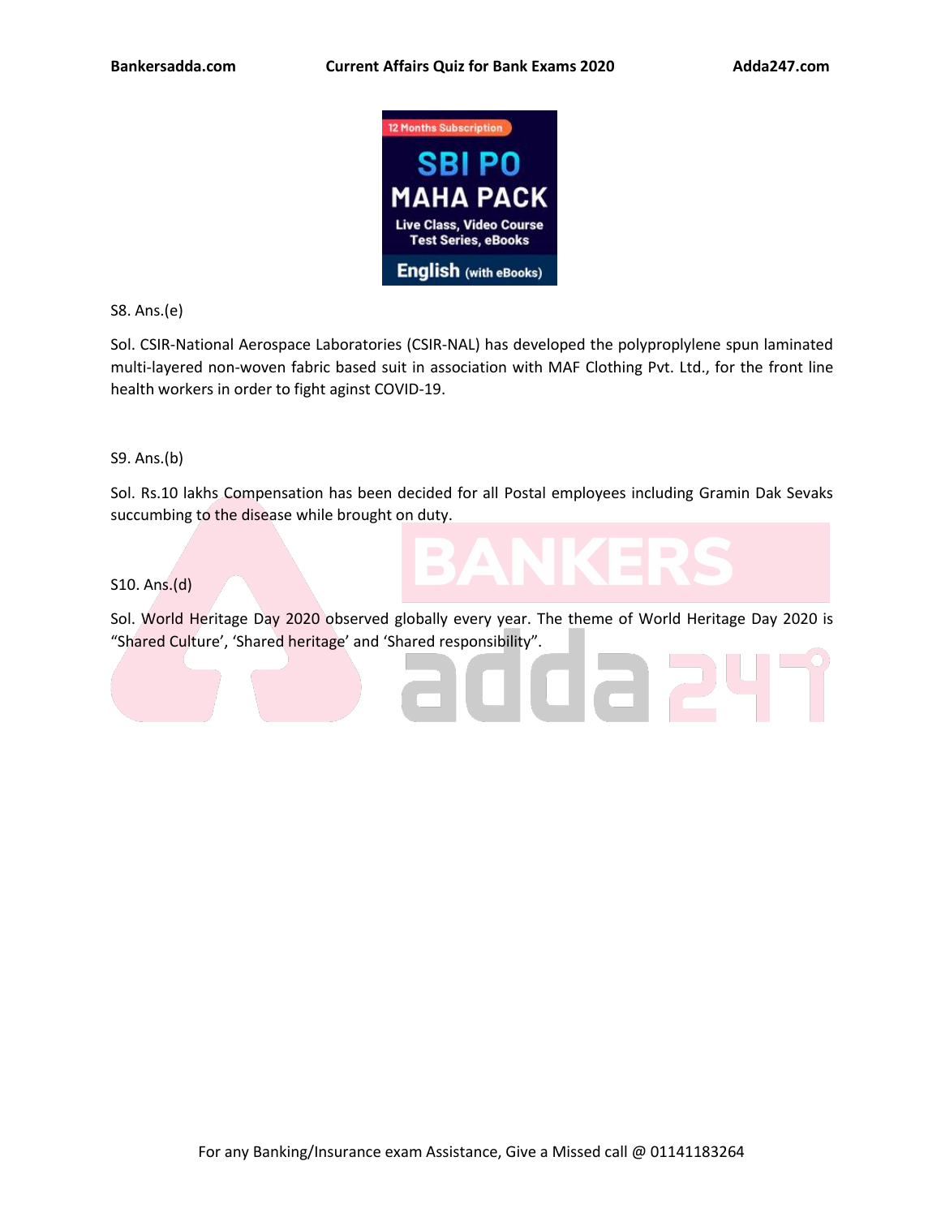S8. Ans.(e)

Sol. CSIR-National Aerospace Laboratories (CSIR-NAL) has developed the polyproplylene spun laminated multi-layered non-woven fabric based suit in association with MAF Clothing Pvt. Ltd., for the front line health workers in order to fight aginst COVID-19.

S9. Ans.(b)

Sol. Rs.10 lakhs Compensation has been decided for all Postal employees including Gramin Dak Sevaks succumbing to the disease while brought on duty.

S10. Ans.(d)

Sol. World Heritage Day 2020 observed globally every year. The theme of World Heritage Day 2020 is "Shared Culture', 'Shared heritage' and 'Shared responsibility".